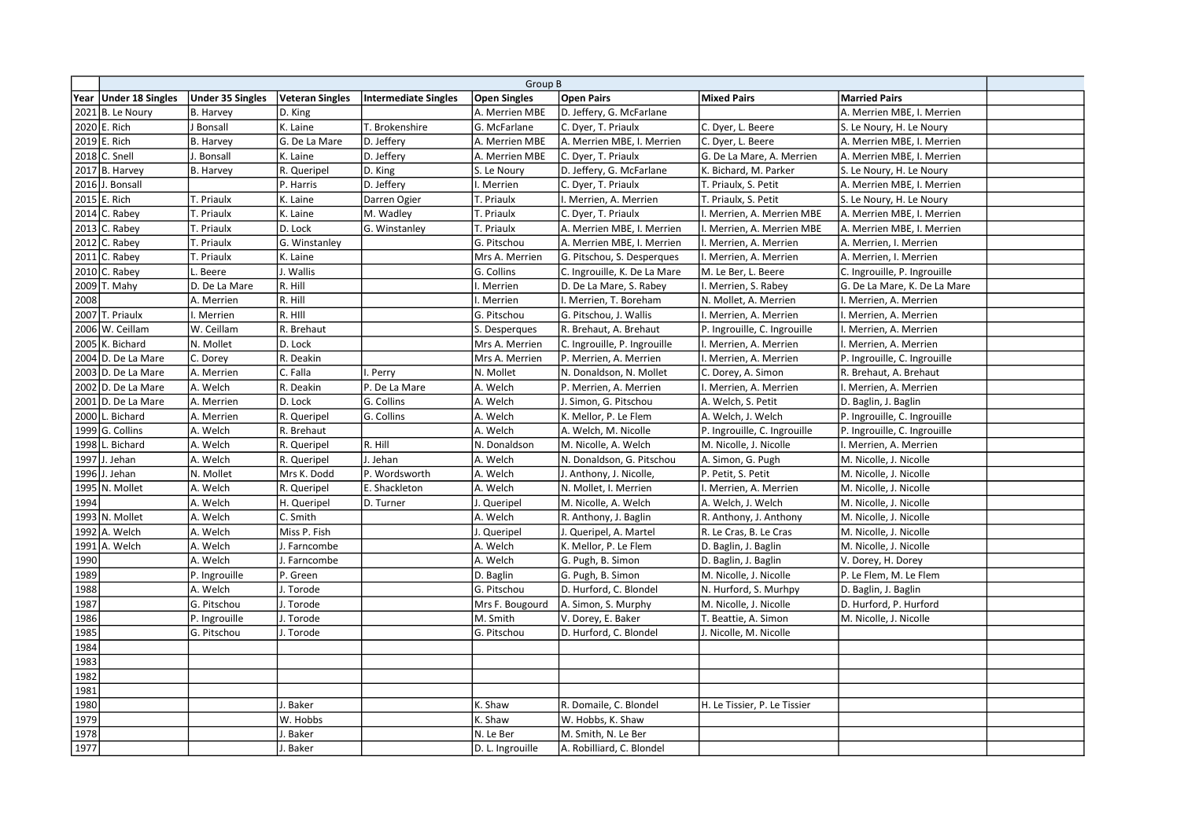| | Group B | | | | | | | | |
|---|---|---|---|---|---|---|---|---|---|
| Year | Under 18 Singles | Under 35 Singles | Veteran Singles | Intermediate Singles | Open Singles | Open Pairs | Mixed Pairs | Married Pairs | |
| 2021 | B. Le Noury | B. Harvey | D. King | | A. Merrien MBE | D. Jeffery, G. McFarlane | | A. Merrien MBE, I. Merrien | |
| 2020 | E. Rich | J Bonsall | K. Laine | T. Brokenshire | G. McFarlane | C. Dyer, T. Priaulx | C. Dyer, L. Beere | S. Le Noury, H. Le Noury | |
| 2019 | E. Rich | B. Harvey | G. De La Mare | D. Jeffery | A. Merrien MBE | A. Merrien MBE, I. Merrien | C. Dyer, L. Beere | A. Merrien MBE, I. Merrien | |
| 2018 | C. Snell | J. Bonsall | K. Laine | D. Jeffery | A. Merrien MBE | C. Dyer, T. Priaulx | G. De La Mare, A. Merrien | A. Merrien MBE, I. Merrien | |
| 2017 | B. Harvey | B. Harvey | R. Queripel | D. King | S. Le Noury | D. Jeffery, G. McFarlane | K. Bichard, M. Parker | S. Le Noury, H. Le Noury | |
| 2016 | J. Bonsall | | P. Harris | D. Jeffery | I. Merrien | C. Dyer, T. Priaulx | T. Priaulx, S. Petit | A. Merrien MBE, I. Merrien | |
| 2015 | E. Rich | T. Priaulx | K. Laine | Darren Ogier | T. Priaulx | I. Merrien, A. Merrien | T. Priaulx, S. Petit | S. Le Noury, H. Le Noury | |
| 2014 | C. Rabey | T. Priaulx | K. Laine | M. Wadley | T. Priaulx | C. Dyer, T. Priaulx | I. Merrien, A. Merrien MBE | A. Merrien MBE, I. Merrien | |
| 2013 | C. Rabey | T. Priaulx | D. Lock | G. Winstanley | T. Priaulx | A. Merrien MBE, I. Merrien | I. Merrien, A. Merrien MBE | A. Merrien MBE, I. Merrien | |
| 2012 | C. Rabey | T. Priaulx | G. Winstanley | | G. Pitschou | A. Merrien MBE, I. Merrien | I. Merrien, A. Merrien | A. Merrien, I. Merrien | |
| 2011 | C. Rabey | T. Priaulx | K. Laine | | Mrs A. Merrien | G. Pitschou, S. Desperques | I. Merrien, A. Merrien | A. Merrien, I. Merrien | |
| 2010 | C. Rabey | L. Beere | J. Wallis | | G. Collins | C. Ingrouille, K. De La Mare | M. Le Ber, L. Beere | C. Ingrouille, P. Ingrouille | |
| 2009 | T. Mahy | D. De La Mare | R. Hill | | I. Merrien | D. De La Mare, S. Rabey | I. Merrien, S. Rabey | G. De La Mare, K. De La Mare | |
| 2008 | | A. Merrien | R. Hill | | I. Merrien | I. Merrien, T. Boreham | N. Mollet, A. Merrien | I. Merrien, A. Merrien | |
| 2007 | T. Priaulx | I. Merrien | R. HIll | | G. Pitschou | G. Pitschou, J. Wallis | I. Merrien, A. Merrien | I. Merrien, A. Merrien | |
| 2006 | W. Ceillam | W. Ceillam | R. Brehaut | | S. Desperques | R. Brehaut, A. Brehaut | P. Ingrouille, C. Ingrouille | I. Merrien, A. Merrien | |
| 2005 | K. Bichard | N. Mollet | D. Lock | | Mrs A. Merrien | C. Ingrouille, P. Ingrouille | I. Merrien, A. Merrien | I. Merrien, A. Merrien | |
| 2004 | D. De La Mare | C. Dorey | R. Deakin | | Mrs A. Merrien | P. Merrien, A. Merrien | I. Merrien, A. Merrien | P. Ingrouille, C. Ingrouille | |
| 2003 | D. De La Mare | A. Merrien | C. Falla | I. Perry | N. Mollet | N. Donaldson, N. Mollet | C. Dorey, A. Simon | R. Brehaut, A. Brehaut | |
| 2002 | D. De La Mare | A. Welch | R. Deakin | P. De La Mare | A. Welch | P. Merrien, A. Merrien | I. Merrien, A. Merrien | I. Merrien, A. Merrien | |
| 2001 | D. De La Mare | A. Merrien | D. Lock | G. Collins | A. Welch | J. Simon, G. Pitschou | A. Welch, S. Petit | D. Baglin, J. Baglin | |
| 2000 | L. Bichard | A. Merrien | R. Queripel | G. Collins | A. Welch | K. Mellor, P. Le Flem | A. Welch, J. Welch | P. Ingrouille, C. Ingrouille | |
| 1999 | G. Collins | A. Welch | R. Brehaut | | A. Welch | A. Welch, M. Nicolle | P. Ingrouille, C. Ingrouille | P. Ingrouille, C. Ingrouille | |
| 1998 | L. Bichard | A. Welch | R. Queripel | R. Hill | N. Donaldson | M. Nicolle, A. Welch | M. Nicolle, J. Nicolle | I. Merrien, A. Merrien | |
| 1997 | J. Jehan | A. Welch | R. Queripel | J. Jehan | A. Welch | N. Donaldson, G. Pitschou | A. Simon, G. Pugh | M. Nicolle, J. Nicolle | |
| 1996 | J. Jehan | N. Mollet | Mrs K. Dodd | P. Wordsworth | A. Welch | J. Anthony, J. Nicolle, | P. Petit, S. Petit | M. Nicolle, J. Nicolle | |
| 1995 | N. Mollet | A. Welch | R. Queripel | E. Shackleton | A. Welch | N. Mollet, I. Merrien | I. Merrien, A. Merrien | M. Nicolle, J. Nicolle | |
| 1994 | | A. Welch | H. Queripel | D. Turner | J. Queripel | M. Nicolle, A. Welch | A. Welch, J. Welch | M. Nicolle, J. Nicolle | |
| 1993 | N. Mollet | A. Welch | C. Smith | | A. Welch | R. Anthony, J. Baglin | R. Anthony, J. Anthony | M. Nicolle, J. Nicolle | |
| 1992 | A. Welch | A. Welch | Miss P. Fish | | J. Queripel | J. Queripel, A. Martel | R. Le Cras, B. Le Cras | M. Nicolle, J. Nicolle | |
| 1991 | A. Welch | A. Welch | J. Farncombe | | A. Welch | K. Mellor, P. Le Flem | D. Baglin, J. Baglin | M. Nicolle, J. Nicolle | |
| 1990 | | A. Welch | J. Farncombe | | A. Welch | G. Pugh, B. Simon | D. Baglin, J. Baglin | V. Dorey, H. Dorey | |
| 1989 | | P. Ingrouille | P. Green | | D. Baglin | G. Pugh, B. Simon | M. Nicolle, J. Nicolle | P. Le Flem, M. Le Flem | |
| 1988 | | A. Welch | J. Torode | | G. Pitschou | D. Hurford, C. Blondel | N. Hurford, S. Murhpy | D. Baglin, J. Baglin | |
| 1987 | | G. Pitschou | J. Torode | | Mrs F. Bougourd | A. Simon, S. Murphy | M. Nicolle, J. Nicolle | D. Hurford, P. Hurford | |
| 1986 | | P. Ingrouille | J. Torode | | M. Smith | V. Dorey, E. Baker | T. Beattie, A. Simon | M. Nicolle, J. Nicolle | |
| 1985 | | G. Pitschou | J. Torode | | G. Pitschou | D. Hurford, C. Blondel | J. Nicolle, M. Nicolle | | |
| 1984 | | | | | | | | | |
| 1983 | | | | | | | | | |
| 1982 | | | | | | | | | |
| 1981 | | | | | | | | | |
| 1980 | | | J. Baker | | K. Shaw | R. Domaile, C. Blondel | H. Le Tissier, P. Le Tissier | | |
| 1979 | | | W. Hobbs | | K. Shaw | W. Hobbs, K. Shaw | | | |
| 1978 | | | J. Baker | | N. Le Ber | M. Smith, N. Le Ber | | | |
| 1977 | | | J. Baker | | D. L. Ingrouille | A. Robilliard, C. Blondel | | | |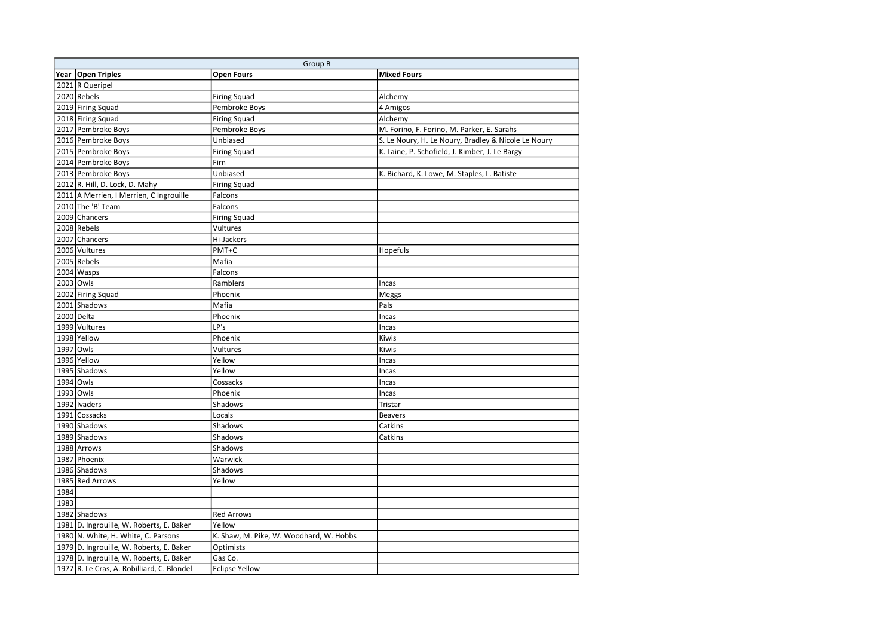| Group B | | | |
|---|---|---|---|
| **Year** | **Open Triples** | **Open Fours** | **Mixed Fours** |
| 2021 | R Queripel | | |
| 2020 | Rebels | Firing Squad | Alchemy |
| 2019 | Firing Squad | Pembroke Boys | 4 Amigos |
| 2018 | Firing Squad | Firing Squad | Alchemy |
| 2017 | Pembroke Boys | Pembroke Boys | M. Forino, F. Forino, M. Parker, E. Sarahs |
| 2016 | Pembroke Boys | Unbiased | S. Le Noury, H. Le Noury, Bradley & Nicole Le Noury |
| 2015 | Pembroke Boys | Firing Squad | K. Laine, P. Schofield, J. Kimber, J. Le Bargy |
| 2014 | Pembroke Boys | Firn | |
| 2013 | Pembroke Boys | Unbiased | K. Bichard, K. Lowe, M. Staples, L. Batiste |
| 2012 | R. Hill, D. Lock, D. Mahy | Firing Squad | |
| 2011 | A Merrien, I Merrien, C Ingrouille | Falcons | |
| 2010 | The 'B' Team | Falcons | |
| 2009 | Chancers | Firing Squad | |
| 2008 | Rebels | Vultures | |
| 2007 | Chancers | Hi-Jackers | |
| 2006 | Vultures | PMT+C | Hopefuls |
| 2005 | Rebels | Mafia | |
| 2004 | Wasps | Falcons | |
| 2003 | Owls | Ramblers | Incas |
| 2002 | Firing Squad | Phoenix | Meggs |
| 2001 | Shadows | Mafia | Pals |
| 2000 | Delta | Phoenix | Incas |
| 1999 | Vultures | LP's | Incas |
| 1998 | Yellow | Phoenix | Kiwis |
| 1997 | Owls | Vultures | Kiwis |
| 1996 | Yellow | Yellow | Incas |
| 1995 | Shadows | Yellow | Incas |
| 1994 | Owls | Cossacks | Incas |
| 1993 | Owls | Phoenix | Incas |
| 1992 | Ivaders | Shadows | Tristar |
| 1991 | Cossacks | Locals | Beavers |
| 1990 | Shadows | Shadows | Catkins |
| 1989 | Shadows | Shadows | Catkins |
| 1988 | Arrows | Shadows | |
| 1987 | Phoenix | Warwick | |
| 1986 | Shadows | Shadows | |
| 1985 | Red Arrows | Yellow | |
| 1984 | | | |
| 1983 | | | |
| 1982 | Shadows | Red Arrows | |
| 1981 | D. Ingrouille, W. Roberts, E. Baker | Yellow | |
| 1980 | N. White, H. White, C. Parsons | K. Shaw, M. Pike, W. Woodhard, W. Hobbs | |
| 1979 | D. Ingrouille, W. Roberts, E. Baker | Optimists | |
| 1978 | D. Ingrouille, W. Roberts, E. Baker | Gas Co. | |
| 1977 | R. Le Cras, A. Robilliard, C. Blondel | Eclipse Yellow | |